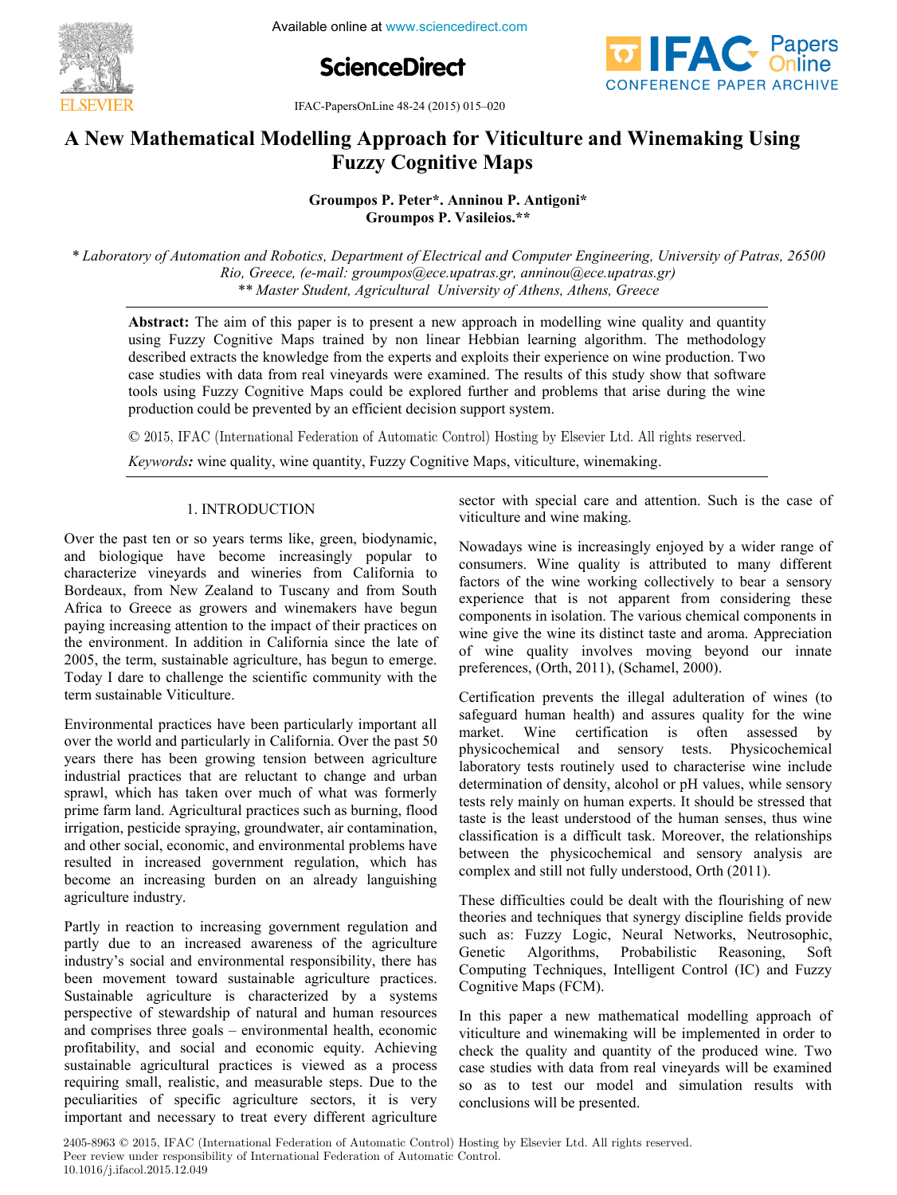# A New Mathematical Modelling Approach for Viticulture and Winemaking Using Fuzzy Cognitive Maps

**Groumpos P. Peter\*. Anninou P. Antigoni\***
**Groumpos P. Vasileios.\*\***

\* *Laboratory of Automation and Robotics, Department of Electrical and Computer Engineering, University of Patras, 26500 Rio, Greece, (e-mail: groumpos@ece.upatras.gr, anninou@ece.upatras.gr)*
\*\* *Master Student, Agricultural University of Athens, Athens, Greece*

**Abstract:** The aim of this paper is to present a new approach in modelling wine quality and quantity using Fuzzy Cognitive Maps trained by non linear Hebbian learning algorithm. The methodology described extracts the knowledge from the experts and exploits their experience on wine production. Two case studies with data from real vineyards were examined. The results of this study show that software tools using Fuzzy Cognitive Maps could be explored further and problems that arise during the wine production could be prevented by an efficient decision support system.

© 2015, IFAC (International Federation of Automatic Control) Hosting by Elsevier Ltd. All rights reserved.

***Keywords:*** wine quality, wine quantity, Fuzzy Cognitive Maps, viticulture, winemaking.

## 1. INTRODUCTION

Over the past ten or so years terms like, green, biodynamic, and biologique have become increasingly popular to characterize vineyards and wineries from California to Bordeaux, from New Zealand to Tuscany and from South Africa to Greece as growers and winemakers have begun paying increasing attention to the impact of their practices on the environment. In addition in California since the late of 2005, the term, sustainable agriculture, has begun to emerge. Today I dare to challenge the scientific community with the term sustainable Viticulture.

Environmental practices have been particularly important all over the world and particularly in California. Over the past 50 years there has been growing tension between agriculture industrial practices that are reluctant to change and urban sprawl, which has taken over much of what was formerly prime farm land. Agricultural practices such as burning, flood irrigation, pesticide spraying, groundwater, air contamination, and other social, economic, and environmental problems have resulted in increased government regulation, which has become an increasing burden on an already languishing agriculture industry.

Partly in reaction to increasing government regulation and partly due to an increased awareness of the agriculture industry's social and environmental responsibility, there has been movement toward sustainable agriculture practices. Sustainable agriculture is characterized by a systems perspective of stewardship of natural and human resources and comprises three goals – environmental health, economic profitability, and social and economic equity. Achieving sustainable agricultural practices is viewed as a process requiring small, realistic, and measurable steps. Due to the peculiarities of specific agriculture sectors, it is very important and necessary to treat every different agriculture sector with special care and attention. Such is the case of viticulture and wine making.

Nowadays wine is increasingly enjoyed by a wider range of consumers. Wine quality is attributed to many different factors of the wine working collectively to bear a sensory experience that is not apparent from considering these components in isolation. The various chemical components in wine give the wine its distinct taste and aroma. Appreciation of wine quality involves moving beyond our innate preferences, (Orth, 2011), (Schamel, 2000).

Certification prevents the illegal adulteration of wines (to safeguard human health) and assures quality for the wine market. Wine certification is often assessed by physicochemical and sensory tests. Physicochemical laboratory tests routinely used to characterise wine include determination of density, alcohol or pH values, while sensory tests rely mainly on human experts. It should be stressed that taste is the least understood of the human senses, thus wine classification is a difficult task. Moreover, the relationships between the physicochemical and sensory analysis are complex and still not fully understood, Orth (2011).

These difficulties could be dealt with the flourishing of new theories and techniques that synergy discipline fields provide such as: Fuzzy Logic, Neural Networks, Neutrosophic, Genetic Algorithms, Probabilistic Reasoning, Soft Computing Techniques, Intelligent Control (IC) and Fuzzy Cognitive Maps (FCM).

In this paper a new mathematical modelling approach of viticulture and winemaking will be implemented in order to check the quality and quantity of the produced wine. Two case studies with data from real vineyards will be examined so as to test our model and simulation results with conclusions will be presented.

2405-8963 © 2015, IFAC (International Federation of Automatic Control) Hosting by Elsevier Ltd. All rights reserved.
Peer review under responsibility of International Federation of Automatic Control.
10.1016/j.ifacol.2015.12.049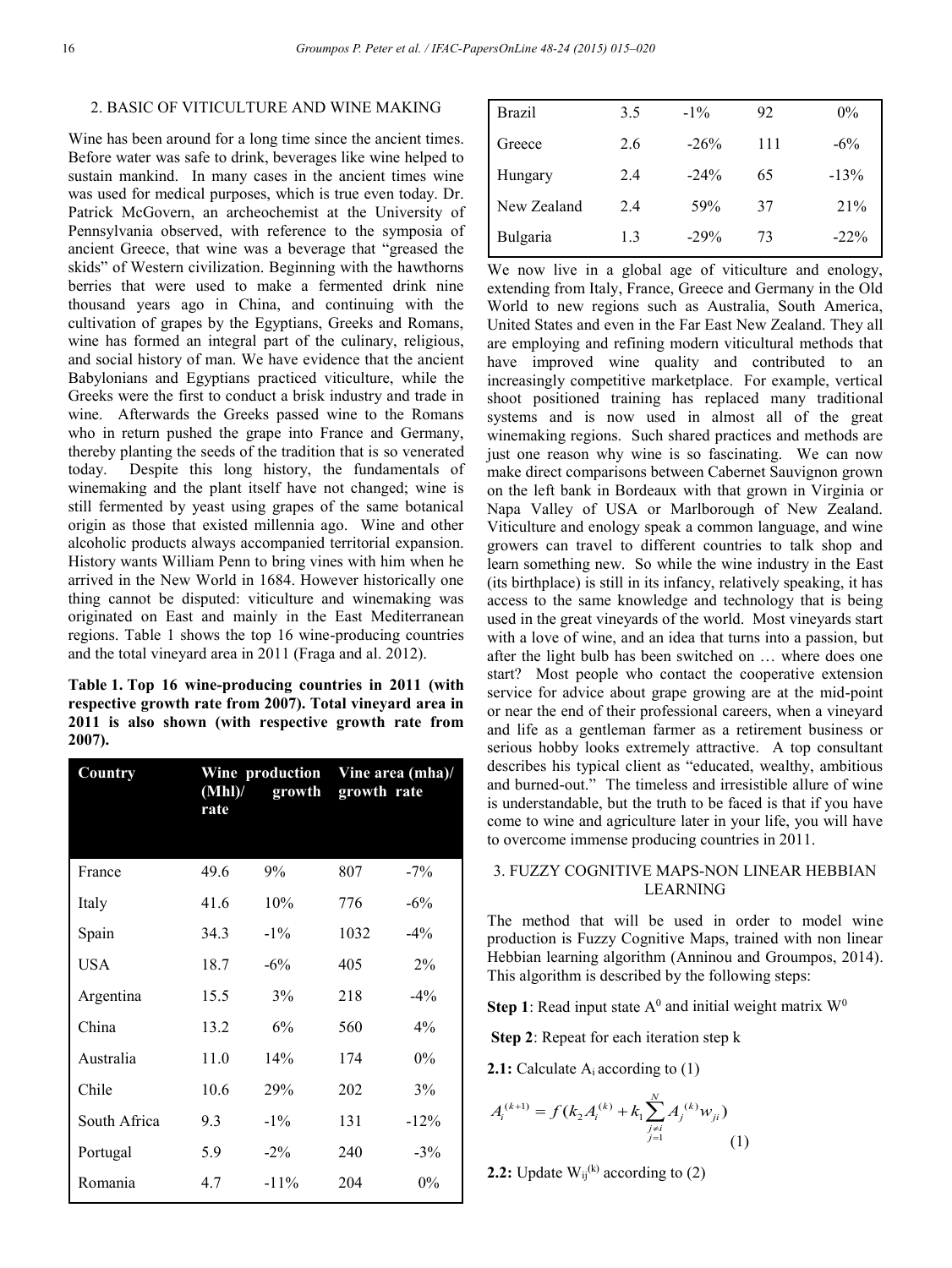## 2. BASIC OF VITICULTURE AND WINE MAKING

Wine has been around for a long time since the ancient times. Before water was safe to drink, beverages like wine helped to sustain mankind. In many cases in the ancient times wine was used for medical purposes, which is true even today. Dr. Patrick McGovern, an archeochemist at the University of Pennsylvania observed, with reference to the symposia of ancient Greece, that wine was a beverage that "greased the skids" of Western civilization. Beginning with the hawthorns berries that were used to make a fermented drink nine thousand years ago in China, and continuing with the cultivation of grapes by the Egyptians, Greeks and Romans, wine has formed an integral part of the culinary, religious, and social history of man. We have evidence that the ancient Babylonians and Egyptians practiced viticulture, while the Greeks were the first to conduct a brisk industry and trade in wine. Afterwards the Greeks passed wine to the Romans who in return pushed the grape into France and Germany, thereby planting the seeds of the tradition that is so venerated today. Despite this long history, the fundamentals of winemaking and the plant itself have not changed; wine is still fermented by yeast using grapes of the same botanical origin as those that existed millennia ago. Wine and other alcoholic products always accompanied territorial expansion. History wants William Penn to bring vines with him when he arrived in the New World in 1684. However historically one thing cannot be disputed: viticulture and winemaking was originated on East and mainly in the East Mediterranean regions. Table 1 shows the top 16 wine-producing countries and the total vineyard area in 2011 (Fraga and al. 2012).

**Table 1. Top 16 wine-producing countries in 2011 (with respective growth rate from 2007). Total vineyard area in 2011 is also shown (with respective growth rate from 2007).**

| Country | Wine production (Mhl)/ growth rate | | Vine area (mha)/ growth rate | |
|---|---|---|---|---|
| France | 49.6 | 9% | 807 | -7% |
| Italy | 41.6 | 10% | 776 | -6% |
| Spain | 34.3 | -1% | 1032 | -4% |
| USA | 18.7 | -6% | 405 | 2% |
| Argentina | 15.5 | 3% | 218 | -4% |
| China | 13.2 | 6% | 560 | 4% |
| Australia | 11.0 | 14% | 174 | 0% |
| Chile | 10.6 | 29% | 202 | 3% |
| South Africa | 9.3 | -1% | 131 | -12% |
| Portugal | 5.9 | -2% | 240 | -3% |
| Romania | 4.7 | -11% | 204 | 0% |
| Brazil | 3.5 | -1% | 92 | 0% |
| Greece | 2.6 | -26% | 111 | -6% |
| Hungary | 2.4 | -24% | 65 | -13% |
| New Zealand | 2.4 | 59% | 37 | 21% |
| Bulgaria | 1.3 | -29% | 73 | -22% |

We now live in a global age of viticulture and enology, extending from Italy, France, Greece and Germany in the Old World to new regions such as Australia, South America, United States and even in the Far East New Zealand. They all are employing and refining modern viticultural methods that have improved wine quality and contributed to an increasingly competitive marketplace. For example, vertical shoot positioned training has replaced many traditional systems and is now used in almost all of the great winemaking regions. Such shared practices and methods are just one reason why wine is so fascinating. We can now make direct comparisons between Cabernet Sauvignon grown on the left bank in Bordeaux with that grown in Virginia or Napa Valley of USA or Marlborough of New Zealand. Viticulture and enology speak a common language, and wine growers can travel to different countries to talk shop and learn something new. So while the wine industry in the East (its birthplace) is still in its infancy, relatively speaking, it has access to the same knowledge and technology that is being used in the great vineyards of the world. Most vineyards start with a love of wine, and an idea that turns into a passion, but after the light bulb has been switched on … where does one start? Most people who contact the cooperative extension service for advice about grape growing are at the mid-point or near the end of their professional careers, when a vineyard and life as a gentleman farmer as a retirement business or serious hobby looks extremely attractive. A top consultant describes his typical client as "educated, wealthy, ambitious and burned-out." The timeless and irresistible allure of wine is understandable, but the truth to be faced is that if you have come to wine and agriculture later in your life, you will have to overcome immense producing countries in 2011.

## 3. FUZZY COGNITIVE MAPS-NON LINEAR HEBBIAN LEARNING

The method that will be used in order to model wine production is Fuzzy Cognitive Maps, trained with non linear Hebbian learning algorithm (Anninou and Groumpos, 2014). This algorithm is described by the following steps:

**Step 1**: Read input state $A^0$ and initial weight matrix $W^0$

**Step 2**: Repeat for each iteration step k

**2.1:** Calculate $A_i$ according to (1)

$$A_i^{(k+1)} = f(k_2 A_i^{(k)} + k_1 \sum_{\substack{j \neq i \\ j=1}}^{N} A_j^{(k)} w_{ji}) \quad (1)$$

**2.2:** Update $W_{ij}^{(k)}$ according to (2)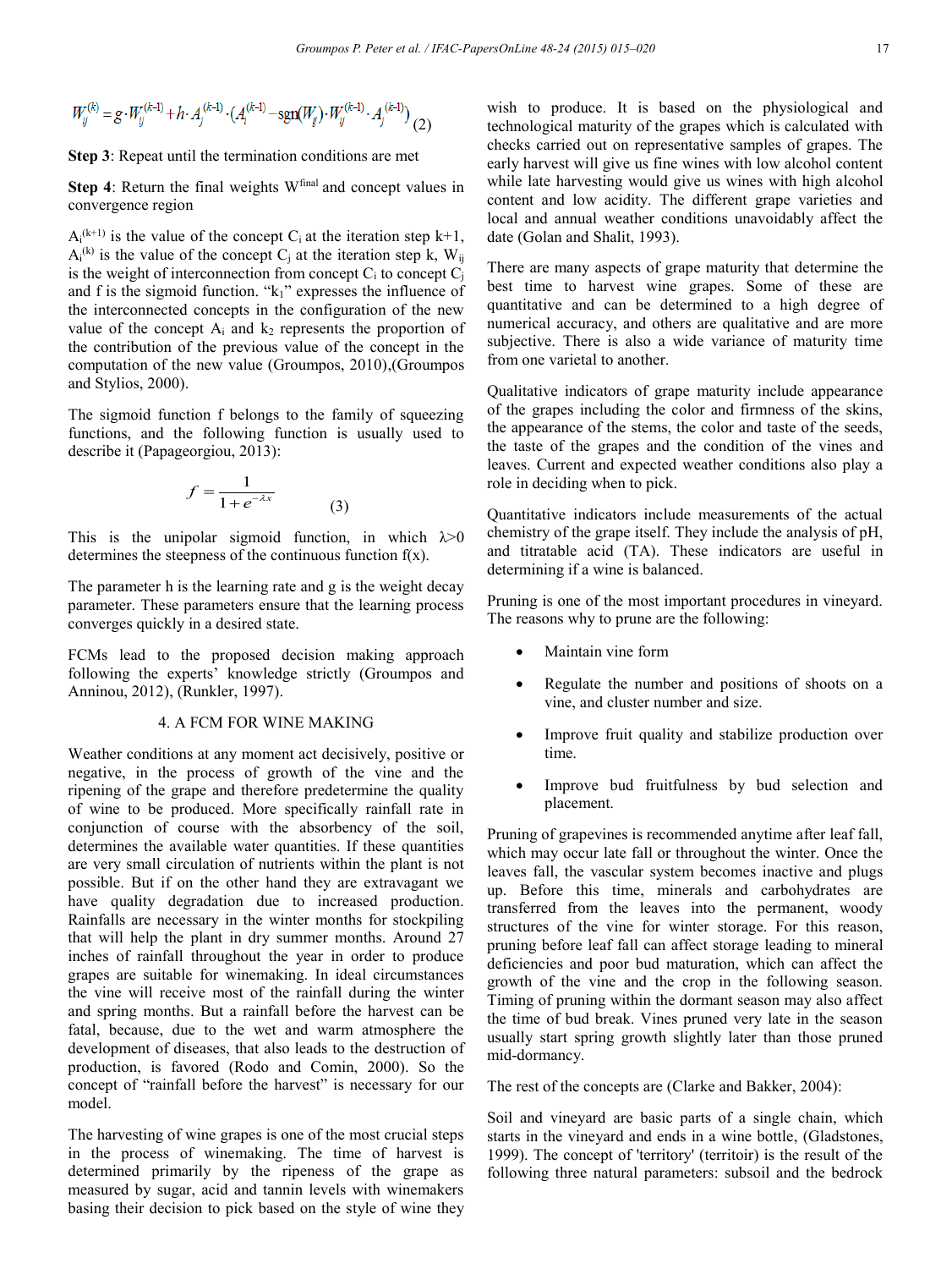$$W_{ij}^{(k)} = g \cdot W_{ij}^{(k-1)} + h \cdot A_j^{(k-1)} \cdot (A_i^{(k-1)} - \text{sgn}(W_{ij}) \cdot W_{ij}^{(k-1)} \cdot A_j^{(k-1)}) \quad (2)$$

**Step 3**: Repeat until the termination conditions are met

**Step 4**: Return the final weights $W^{final}$ and concept values in convergence region

$A_i^{(k+1)}$ is the value of the concept $C_i$ at the iteration step k+1, $A_i^{(k)}$ is the value of the concept $C_j$ at the iteration step k, $W_{ij}$ is the weight of interconnection from concept $C_i$ to concept $C_j$ and f is the sigmoid function. "$k_1$" expresses the influence of the interconnected concepts in the configuration of the new value of the concept $A_i$ and $k_2$ represents the proportion of the contribution of the previous value of the concept in the computation of the new value (Groumpos, 2010),(Groumpos and Stylios, 2000).

The sigmoid function f belongs to the family of squeezing functions, and the following function is usually used to describe it (Papageorgiou, 2013):

$$f = \frac{1}{1+e^{-\lambda x}} \quad (3)$$

This is the unipolar sigmoid function, in which $\lambda>0$ determines the steepness of the continuous function f(x).

The parameter h is the learning rate and g is the weight decay parameter. These parameters ensure that the learning process converges quickly in a desired state.

FCMs lead to the proposed decision making approach following the experts' knowledge strictly (Groumpos and Anninou, 2012), (Runkler, 1997).

## 4. A FCM FOR WINE MAKING

Weather conditions at any moment act decisively, positive or negative, in the process of growth of the vine and the ripening of the grape and therefore predetermine the quality of wine to be produced. More specifically rainfall rate in conjunction of course with the absorbency of the soil, determines the available water quantities. If these quantities are very small circulation of nutrients within the plant is not possible. But if on the other hand they are extravagant we have quality degradation due to increased production. Rainfalls are necessary in the winter months for stockpiling that will help the plant in dry summer months. Around 27 inches of rainfall throughout the year in order to produce grapes are suitable for winemaking. In ideal circumstances the vine will receive most of the rainfall during the winter and spring months. But a rainfall before the harvest can be fatal, because, due to the wet and warm atmosphere the development of diseases, that also leads to the destruction of production, is favored (Rodo and Comin, 2000). So the concept of "rainfall before the harvest" is necessary for our model.

The harvesting of wine grapes is one of the most crucial steps in the process of winemaking. The time of harvest is determined primarily by the ripeness of the grape as measured by sugar, acid and tannin levels with winemakers basing their decision to pick based on the style of wine they wish to produce. It is based on the physiological and technological maturity of the grapes which is calculated with checks carried out on representative samples of grapes. The early harvest will give us fine wines with low alcohol content while late harvesting would give us wines with high alcohol content and low acidity. The different grape varieties and local and annual weather conditions unavoidably affect the date (Golan and Shalit, 1993).

There are many aspects of grape maturity that determine the best time to harvest wine grapes. Some of these are quantitative and can be determined to a high degree of numerical accuracy, and others are qualitative and are more subjective. There is also a wide variance of maturity time from one varietal to another.

Qualitative indicators of grape maturity include appearance of the grapes including the color and firmness of the skins, the appearance of the stems, the color and taste of the seeds, the taste of the grapes and the condition of the vines and leaves. Current and expected weather conditions also play a role in deciding when to pick.

Quantitative indicators include measurements of the actual chemistry of the grape itself. They include the analysis of pH, and titratable acid (TA). These indicators are useful in determining if a wine is balanced.

Pruning is one of the most important procedures in vineyard. The reasons why to prune are the following:

- Maintain vine form
- Regulate the number and positions of shoots on a vine, and cluster number and size.
- Improve fruit quality and stabilize production over time.
- Improve bud fruitfulness by bud selection and placement.

Pruning of grapevines is recommended anytime after leaf fall, which may occur late fall or throughout the winter. Once the leaves fall, the vascular system becomes inactive and plugs up. Before this time, minerals and carbohydrates are transferred from the leaves into the permanent, woody structures of the vine for winter storage. For this reason, pruning before leaf fall can affect storage leading to mineral deficiencies and poor bud maturation, which can affect the growth of the vine and the crop in the following season. Timing of pruning within the dormant season may also affect the time of bud break. Vines pruned very late in the season usually start spring growth slightly later than those pruned mid-dormancy.

The rest of the concepts are (Clarke and Bakker, 2004):

Soil and vineyard are basic parts of a single chain, which starts in the vineyard and ends in a wine bottle, (Gladstones, 1999). The concept of 'territory' (territoir) is the result of the following three natural parameters: subsoil and the bedrock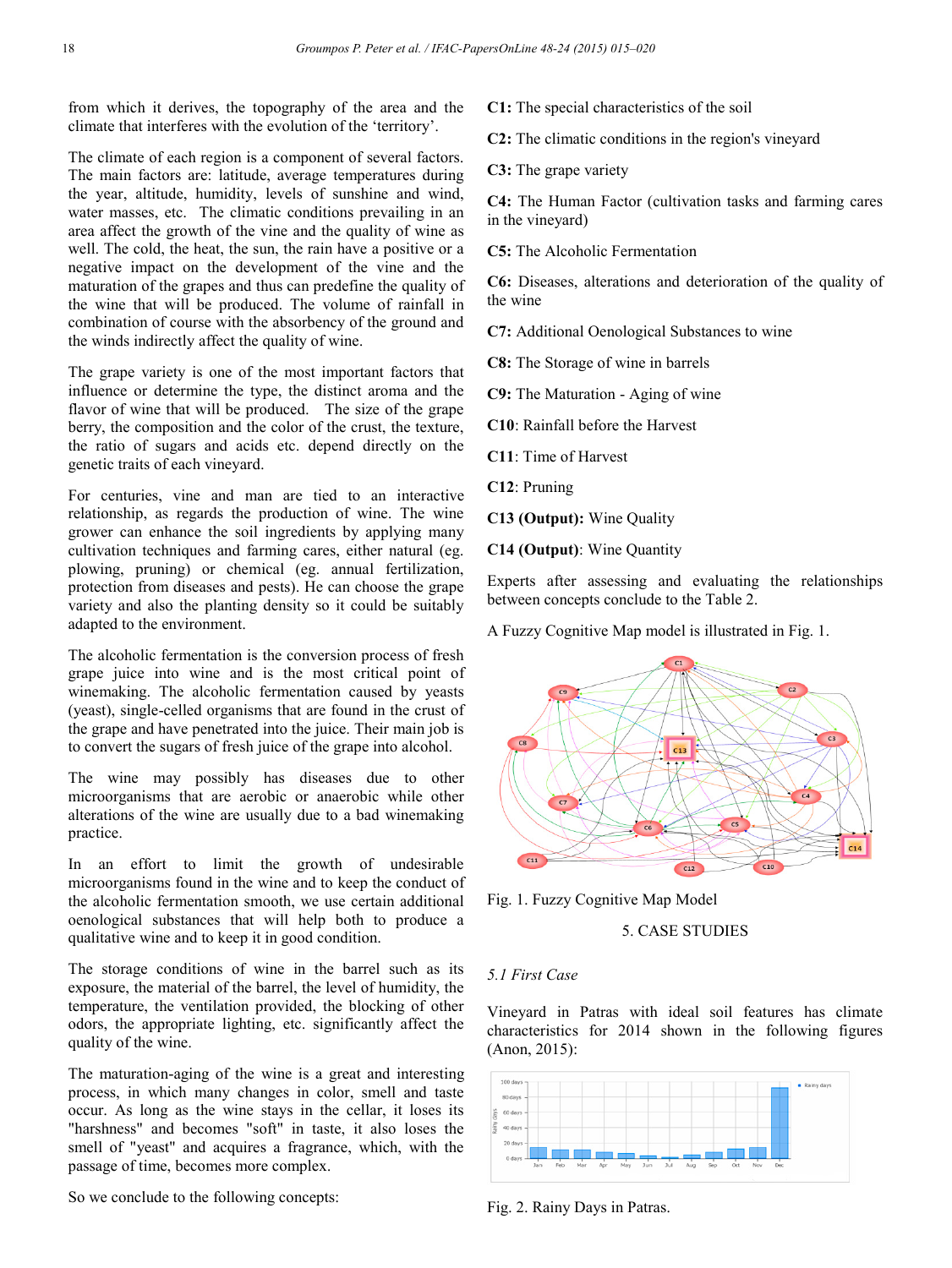from which it derives, the topography of the area and the climate that interferes with the evolution of the 'territory'.

The climate of each region is a component of several factors. The main factors are: latitude, average temperatures during the year, altitude, humidity, levels of sunshine and wind, water masses, etc. The climatic conditions prevailing in an area affect the growth of the vine and the quality of wine as well. The cold, the heat, the sun, the rain have a positive or a negative impact on the development of the vine and the maturation of the grapes and thus can predefine the quality of the wine that will be produced. The volume of rainfall in combination of course with the absorbency of the ground and the winds indirectly affect the quality of wine.

The grape variety is one of the most important factors that influence or determine the type, the distinct aroma and the flavor of wine that will be produced. The size of the grape berry, the composition and the color of the crust, the texture, the ratio of sugars and acids etc. depend directly on the genetic traits of each vineyard.

For centuries, vine and man are tied to an interactive relationship, as regards the production of wine. The wine grower can enhance the soil ingredients by applying many cultivation techniques and farming cares, either natural (eg. plowing, pruning) or chemical (eg. annual fertilization, protection from diseases and pests). He can choose the grape variety and also the planting density so it could be suitably adapted to the environment.

The alcoholic fermentation is the conversion process of fresh grape juice into wine and is the most critical point of winemaking. The alcoholic fermentation caused by yeasts (yeast), single-celled organisms that are found in the crust of the grape and have penetrated into the juice. Their main job is to convert the sugars of fresh juice of the grape into alcohol.

The wine may possibly has diseases due to other microorganisms that are aerobic or anaerobic while other alterations of the wine are usually due to a bad winemaking practice.

In an effort to limit the growth of undesirable microorganisms found in the wine and to keep the conduct of the alcoholic fermentation smooth, we use certain additional oenological substances that will help both to produce a qualitative wine and to keep it in good condition.

The storage conditions of wine in the barrel such as its exposure, the material of the barrel, the level of humidity, the temperature, the ventilation provided, the blocking of other odors, the appropriate lighting, etc. significantly affect the quality of the wine.

The maturation-aging of the wine is a great and interesting process, in which many changes in color, smell and taste occur. As long as the wine stays in the cellar, it loses its "harshness" and becomes "soft" in taste, it also loses the smell of "yeast" and acquires a fragrance, which, with the passage of time, becomes more complex.

So we conclude to the following concepts:

**C1:** The special characteristics of the soil

**C2:** The climatic conditions in the region's vineyard

**C3:** The grape variety

**C4:** The Human Factor (cultivation tasks and farming cares in the vineyard)

**C5:** The Alcoholic Fermentation

**C6:** Diseases, alterations and deterioration of the quality of the wine

**C7:** Additional Oenological Substances to wine

**C8:** The Storage of wine in barrels

**C9:** The Maturation - Aging of wine

**C10**: Rainfall before the Harvest

**C11**: Time of Harvest

**C12**: Pruning

**C13 (Output):** Wine Quality

**C14 (Output)**: Wine Quantity

Experts after assessing and evaluating the relationships between concepts conclude to the Table 2.

A Fuzzy Cognitive Map model is illustrated in Fig. 1.

Fig. 1. Fuzzy Cognitive Map Model

## 5. CASE STUDIES

### *5.1 First Case*

Vineyard in Patras with ideal soil features has climate characteristics for 2014 shown in the following figures (Anon, 2015):

Fig. 2. Rainy Days in Patras.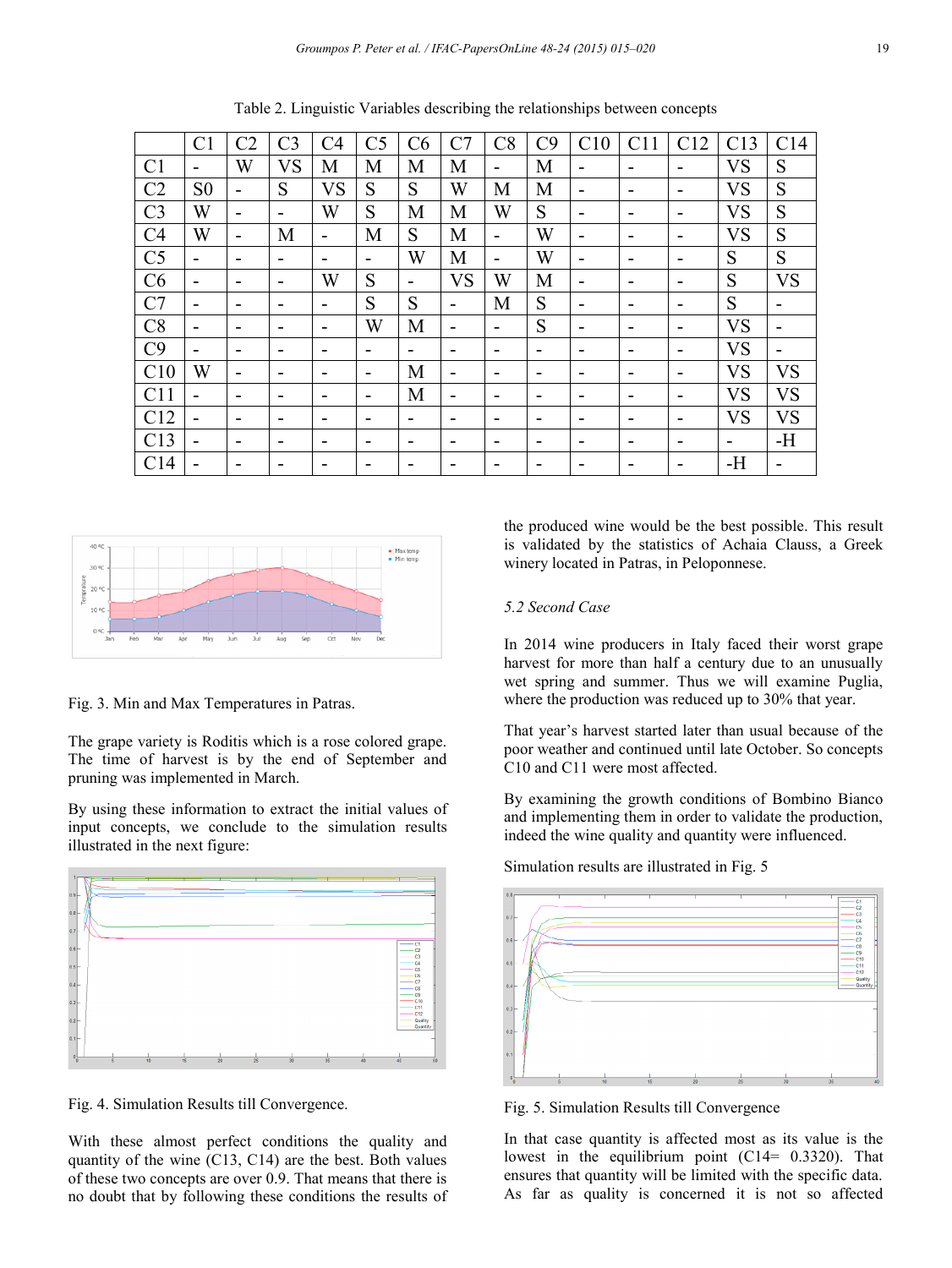Table 2. Linguistic Variables describing the relationships between concepts

| | C1 | C2 | C3 | C4 | C5 | C6 | C7 | C8 | C9 | C10 | C11 | C12 | C13 | C14 |
|---|---|---|---|---|---|---|---|---|---|---|---|---|---|---|
| C1 | - | W | VS | M | M | M | M | - | M | - | - | - | VS | S |
| C2 | S0 | - | S | VS | S | S | W | M | M | - | - | - | VS | S |
| C3 | W | - | - | W | S | M | M | W | S | - | - | - | VS | S |
| C4 | W | - | M | - | M | S | M | - | W | - | - | - | VS | S |
| C5 | - | - | - | - | - | W | M | - | W | - | - | - | S | S |
| C6 | - | - | - | W | S | - | VS | W | M | - | - | - | S | VS |
| C7 | - | - | - | - | S | S | - | M | S | - | - | - | S | - |
| C8 | - | - | - | - | W | M | - | - | S | - | - | - | VS | - |
| C9 | - | - | - | - | - | - | - | - | - | - | - | - | VS | - |
| C10 | W | - | - | - | - | M | - | - | - | - | - | - | VS | VS |
| C11 | - | - | - | - | - | M | - | - | - | - | - | - | VS | VS |
| C12 | - | - | - | - | - | - | - | - | - | - | - | - | VS | VS |
| C13 | - | - | - | - | - | - | - | - | - | - | - | - | - | -H |
| C14 | - | - | - | - | - | - | - | - | - | - | - | - | -H | - |

Fig. 3. Min and Max Temperatures in Patras.

The grape variety is Roditis which is a rose colored grape. The time of harvest is by the end of September and pruning was implemented in March.

By using these information to extract the initial values of input concepts, we conclude to the simulation results illustrated in the next figure:

Fig. 4. Simulation Results till Convergence.

With these almost perfect conditions the quality and quantity of the wine (C13, C14) are the best. Both values of these two concepts are over 0.9. That means that there is no doubt that by following these conditions the results of the produced wine would be the best possible. This result is validated by the statistics of Achaia Clauss, a Greek winery located in Patras, in Peloponnese.

### 5.2 Second Case

In 2014 wine producers in Italy faced their worst grape harvest for more than half a century due to an unusually wet spring and summer. Thus we will examine Puglia, where the production was reduced up to 30% that year.

That year's harvest started later than usual because of the poor weather and continued until late October. So concepts C10 and C11 were most affected.

By examining the growth conditions of Bombino Bianco and implementing them in order to validate the production, indeed the wine quality and quantity were influenced.

Simulation results are illustrated in Fig. 5

Fig. 5. Simulation Results till Convergence

In that case quantity is affected most as its value is the lowest in the equilibrium point (C14= 0.3320). That ensures that quantity will be limited with the specific data. As far as quality is concerned it is not so affected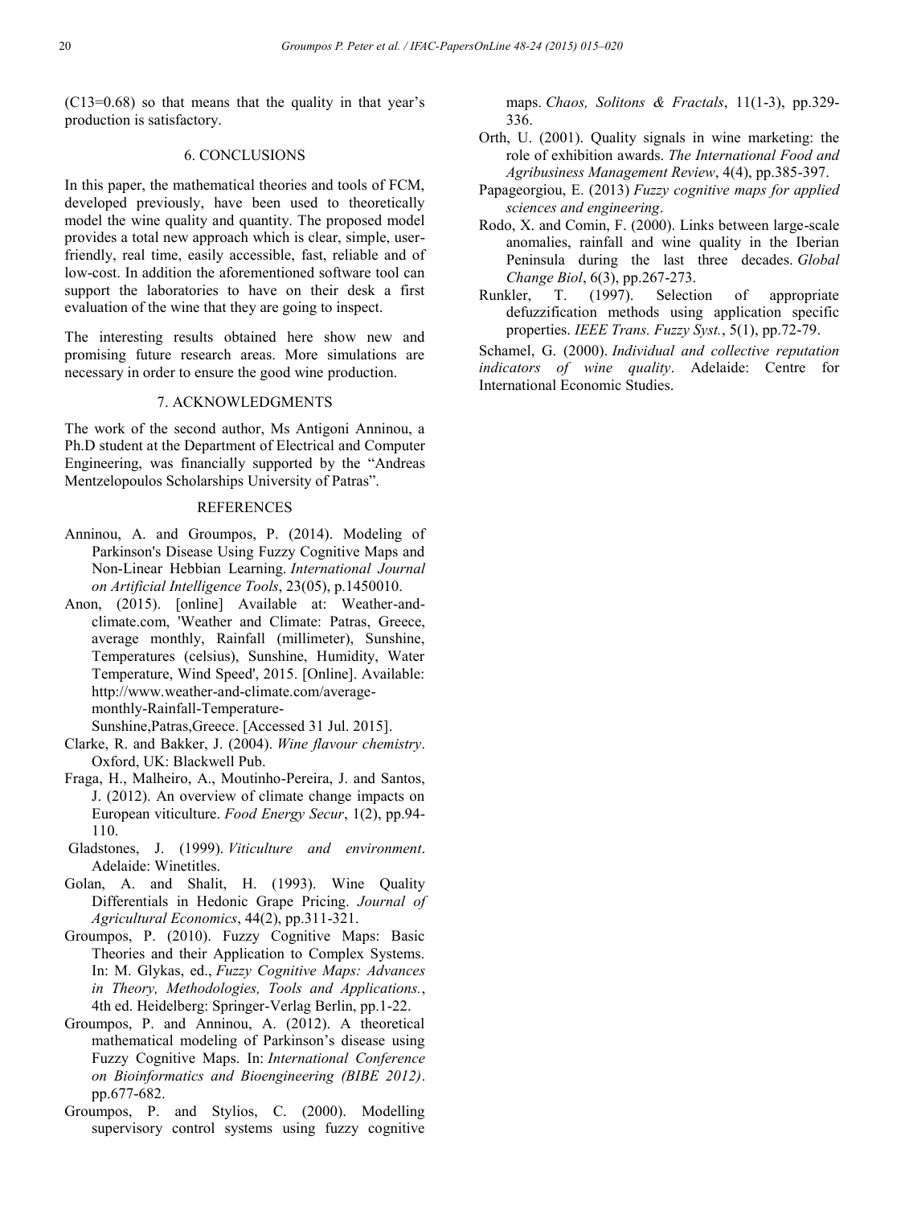(C13=0.68) so that means that the quality in that year's production is satisfactory.

## 6. CONCLUSIONS

In this paper, the mathematical theories and tools of FCM, developed previously, have been used to theoretically model the wine quality and quantity. The proposed model provides a total new approach which is clear, simple, user-friendly, real time, easily accessible, fast, reliable and of low-cost. In addition the aforementioned software tool can support the laboratories to have on their desk a first evaluation of the wine that they are going to inspect.

The interesting results obtained here show new and promising future research areas. More simulations are necessary in order to ensure the good wine production.

## 7. ACKNOWLEDGMENTS

The work of the second author, Ms Antigoni Anninou, a Ph.D student at the Department of Electrical and Computer Engineering, was financially supported by the "Andreas Mentzelopoulos Scholarships University of Patras".

## REFERENCES

Anninou, A. and Groumpos, P. (2014). Modeling of Parkinson's Disease Using Fuzzy Cognitive Maps and Non-Linear Hebbian Learning. *International Journal on Artificial Intelligence Tools*, 23(05), p.1450010.

Anon, (2015). [online] Available at: Weather-and-climate.com, 'Weather and Climate: Patras, Greece, average monthly, Rainfall (millimeter), Sunshine, Temperatures (celsius), Sunshine, Humidity, Water Temperature, Wind Speed', 2015. [Online]. Available: http://www.weather-and-climate.com/average-monthly-Rainfall-Temperature-Sunshine,Patras,Greece. [Accessed 31 Jul. 2015].

Clarke, R. and Bakker, J. (2004). *Wine flavour chemistry*. Oxford, UK: Blackwell Pub.

Fraga, H., Malheiro, A., Moutinho-Pereira, J. and Santos, J. (2012). An overview of climate change impacts on European viticulture. *Food Energy Secur*, 1(2), pp.94-110.

Gladstones, J. (1999). *Viticulture and environment*. Adelaide: Winetitles.

Golan, A. and Shalit, H. (1993). Wine Quality Differentials in Hedonic Grape Pricing. *Journal of Agricultural Economics*, 44(2), pp.311-321.

Groumpos, P. (2010). Fuzzy Cognitive Maps: Basic Theories and their Application to Complex Systems. In: M. Glykas, ed., *Fuzzy Cognitive Maps: Advances in Theory, Methodologies, Tools and Applications.*, 4th ed. Heidelberg: Springer-Verlag Berlin, pp.1-22.

Groumpos, P. and Anninou, A. (2012). A theoretical mathematical modeling of Parkinson's disease using Fuzzy Cognitive Maps. In: *International Conference on Bioinformatics and Bioengineering (BIBE 2012)*. pp.677-682.

Groumpos, P. and Stylios, C. (2000). Modelling supervisory control systems using fuzzy cognitive maps. *Chaos, Solitons & Fractals*, 11(1-3), pp.329-336.

Orth, U. (2001). Quality signals in wine marketing: the role of exhibition awards. *The International Food and Agribusiness Management Review*, 4(4), pp.385-397.

Papageorgiou, E. (2013) *Fuzzy cognitive maps for applied sciences and engineering*.

Rodo, X. and Comin, F. (2000). Links between large-scale anomalies, rainfall and wine quality in the Iberian Peninsula during the last three decades. *Global Change Biol*, 6(3), pp.267-273.

Runkler, T. (1997). Selection of appropriate defuzzification methods using application specific properties. *IEEE Trans. Fuzzy Syst.*, 5(1), pp.72-79.

Schamel, G. (2000). *Individual and collective reputation indicators of wine quality*. Adelaide: Centre for International Economic Studies.